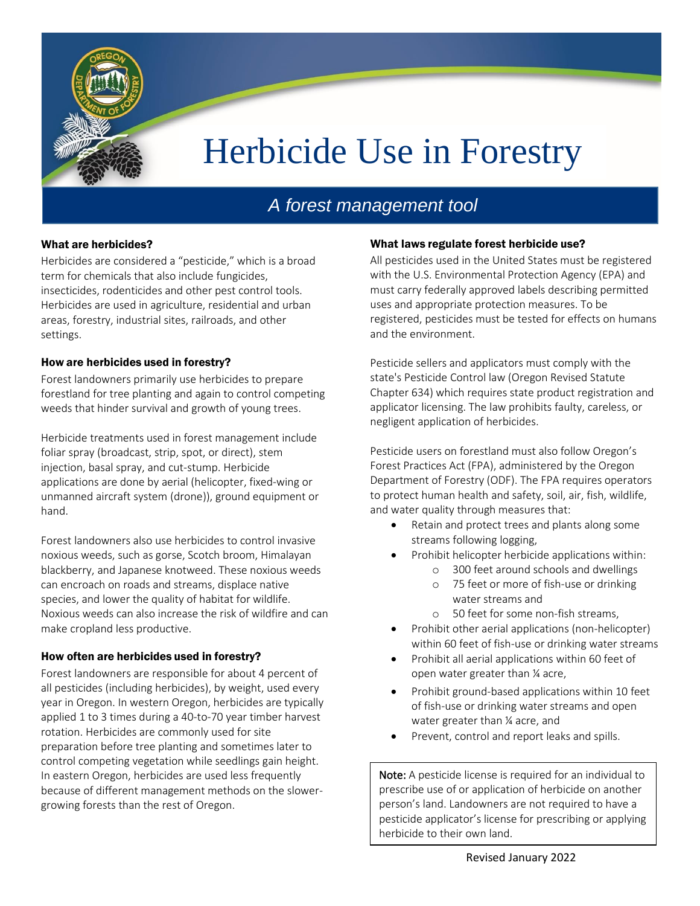# Herbicide Use in Forestry

## *A forest management tool*

### What are herbicides?

Herbicides are considered a "pesticide," which is a broad term for chemicals that also include fungicides, insecticides, rodenticides and other pest control tools. Herbicides are used in agriculture, residential and urban areas, forestry, industrial sites, railroads, and other settings.

### How are herbicides used in forestry?

Forest landowners primarily use herbicides to prepare forestland for tree planting and again to control competing weeds that hinder survival and growth of young trees.

Herbicide treatments used in forest management include foliar spray (broadcast, strip, spot, or direct), stem injection, basal spray, and cut-stump. Herbicide applications are done by aerial (helicopter, fixed-wing or unmanned aircraft system (drone)), ground equipment or hand.

Forest landowners also use herbicides to control invasive noxious weeds, such as gorse, Scotch broom, Himalayan blackberry, and Japanese knotweed. These noxious weeds can encroach on roads and streams, displace native species, and lower the quality of habitat for wildlife. Noxious weeds can also increase the risk of wildfire and can make cropland less productive.

### How often are herbicides used in forestry?

Forest landowners are responsible for about 4 percent of all pesticides (including herbicides), by weight, used every year in Oregon. In western Oregon, herbicides are typically applied 1 to 3 times during a 40-to-70 year timber harvest rotation. Herbicides are commonly used for site preparation before tree planting and sometimes later to control competing vegetation while seedlings gain height. In eastern Oregon, herbicides are used less frequently because of different management methods on the slower-growing forests than the rest of Oregon.

### What laws regulate forest herbicide use?

All pesticides used in the United States must be registered with the U.S. Environmental Protection Agency (EPA) and must carry federally approved labels describing permitted uses and appropriate protection measures. To be registered, pesticides must be tested for effects on humans and the environment.

Pesticide sellers and applicators must comply with the state's Pesticide Control law (Oregon Revised Statute Chapter 634) which requires state product registration and applicator licensing. The law prohibits faulty, careless, or negligent application of herbicides.

Pesticide users on forestland must also follow Oregon's Forest Practices Act (FPA), administered by the Oregon Department of Forestry (ODF). The FPA requires operators to protect human health and safety, soil, air, fish, wildlife, and water quality through measures that:

- Retain and protect trees and plants along some streams following logging,
- Prohibit helicopter herbicide applications within:
  - 300 feet around schools and dwellings
  - 75 feet or more of fish-use or drinking water streams and
  - 50 feet for some non-fish streams,
- Prohibit other aerial applications (non-helicopter) within 60 feet of fish-use or drinking water streams
- Prohibit all aerial applications within 60 feet of open water greater than ¼ acre,
- Prohibit ground-based applications within 10 feet of fish-use or drinking water streams and open water greater than ¼ acre, and
- Prevent, control and report leaks and spills.

**Note:** A pesticide license is required for an individual to prescribe use of or application of herbicide on another person's land. Landowners are not required to have a pesticide applicator's license for prescribing or applying herbicide to their own land.

Revised January 2022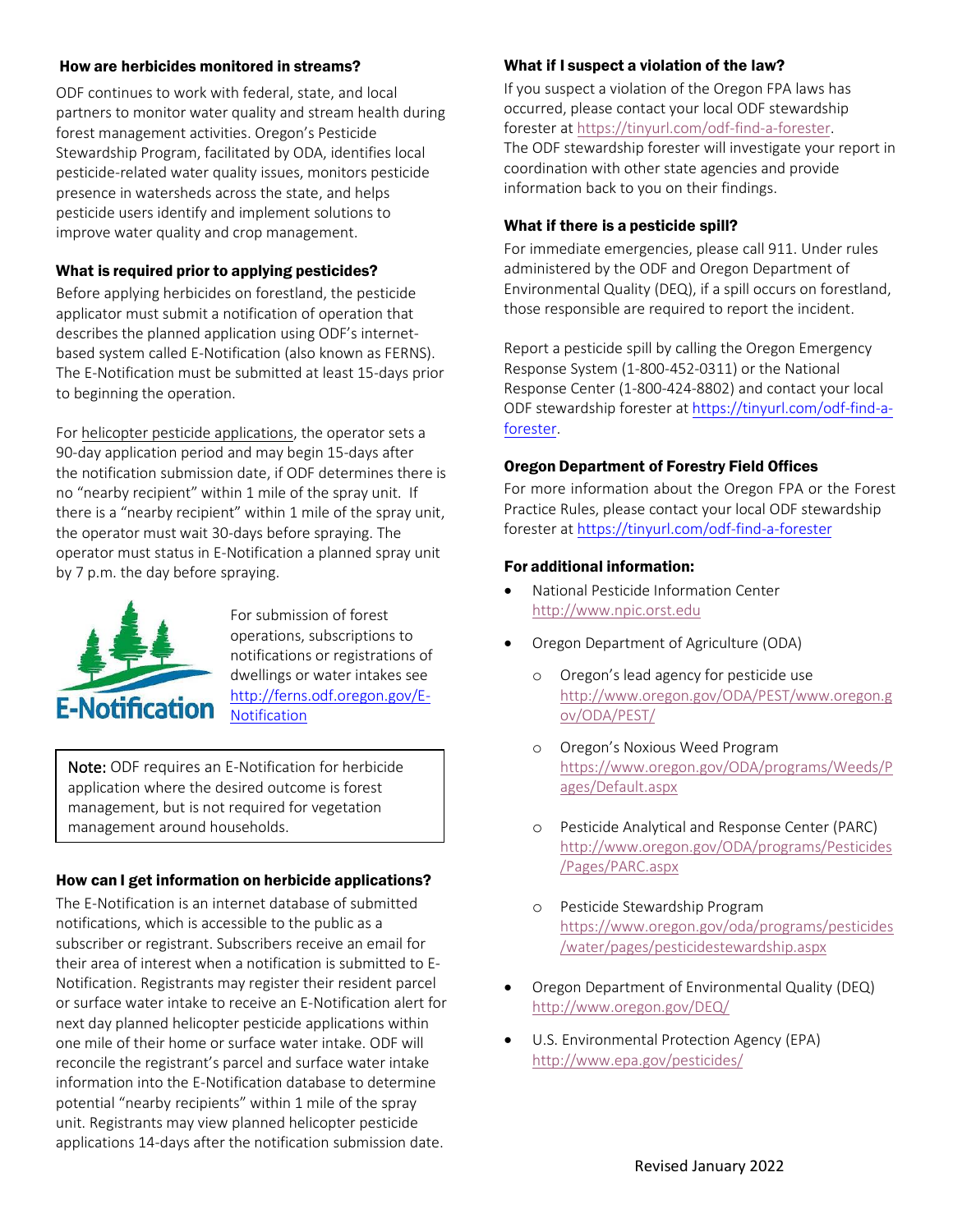### How are herbicides monitored in streams?

ODF continues to work with federal, state, and local partners to monitor water quality and stream health during forest management activities. Oregon's Pesticide Stewardship Program, facilitated by ODA, identifies local pesticide-related water quality issues, monitors pesticide presence in watersheds across the state, and helps pesticide users identify and implement solutions to improve water quality and crop management.

### What is required prior to applying pesticides?

Before applying herbicides on forestland, the pesticide applicator must submit a notification of operation that describes the planned application using ODF's internet-based system called E-Notification (also known as FERNS). The E-Notification must be submitted at least 15-days prior to beginning the operation.

For helicopter pesticide applications, the operator sets a 90-day application period and may begin 15-days after the notification submission date, if ODF determines there is no "nearby recipient" within 1 mile of the spray unit. If there is a "nearby recipient" within 1 mile of the spray unit, the operator must wait 30-days before spraying. The operator must status in E-Notification a planned spray unit by 7 p.m. the day before spraying.

E-Notification

For submission of forest operations, subscriptions to notifications or registrations of dwellings or water intakes see http://ferns.odf.oregon.gov/E-Notification

> Note: ODF requires an E-Notification for herbicide application where the desired outcome is forest management, but is not required for vegetation management around households.

### How can I get information on herbicide applications?

The E-Notification is an internet database of submitted notifications, which is accessible to the public as a subscriber or registrant. Subscribers receive an email for their area of interest when a notification is submitted to E-Notification. Registrants may register their resident parcel or surface water intake to receive an E-Notification alert for next day planned helicopter pesticide applications within one mile of their home or surface water intake. ODF will reconcile the registrant's parcel and surface water intake information into the E-Notification database to determine potential "nearby recipients" within 1 mile of the spray unit. Registrants may view planned helicopter pesticide applications 14-days after the notification submission date.

### What if I suspect a violation of the law?

If you suspect a violation of the Oregon FPA laws has occurred, please contact your local ODF stewardship forester at https://tinyurl.com/odf-find-a-forester. The ODF stewardship forester will investigate your report in coordination with other state agencies and provide information back to you on their findings.

### What if there is a pesticide spill?

For immediate emergencies, please call 911. Under rules administered by the ODF and Oregon Department of Environmental Quality (DEQ), if a spill occurs on forestland, those responsible are required to report the incident.

Report a pesticide spill by calling the Oregon Emergency Response System (1-800-452-0311) or the National Response Center (1-800-424-8802) and contact your local ODF stewardship forester at https://tinyurl.com/odf-find-a-forester.

### Oregon Department of Forestry Field Offices

For more information about the Oregon FPA or the Forest Practice Rules, please contact your local ODF stewardship forester at https://tinyurl.com/odf-find-a-forester

### For additional information:

- National Pesticide Information Center http://www.npic.orst.edu
- Oregon Department of Agriculture (ODA)
  - Oregon's lead agency for pesticide use http://www.oregon.gov/ODA/PEST/www.oregon.gov/ODA/PEST/
  - Oregon's Noxious Weed Program https://www.oregon.gov/ODA/programs/Weeds/Pages/Default.aspx
  - Pesticide Analytical and Response Center (PARC) http://www.oregon.gov/ODA/programs/Pesticides/Pages/PARC.aspx
  - Pesticide Stewardship Program https://www.oregon.gov/oda/programs/pesticides/water/pages/pesticidestewardship.aspx
- Oregon Department of Environmental Quality (DEQ) http://www.oregon.gov/DEQ/
- U.S. Environmental Protection Agency (EPA) http://www.epa.gov/pesticides/

Revised January 2022